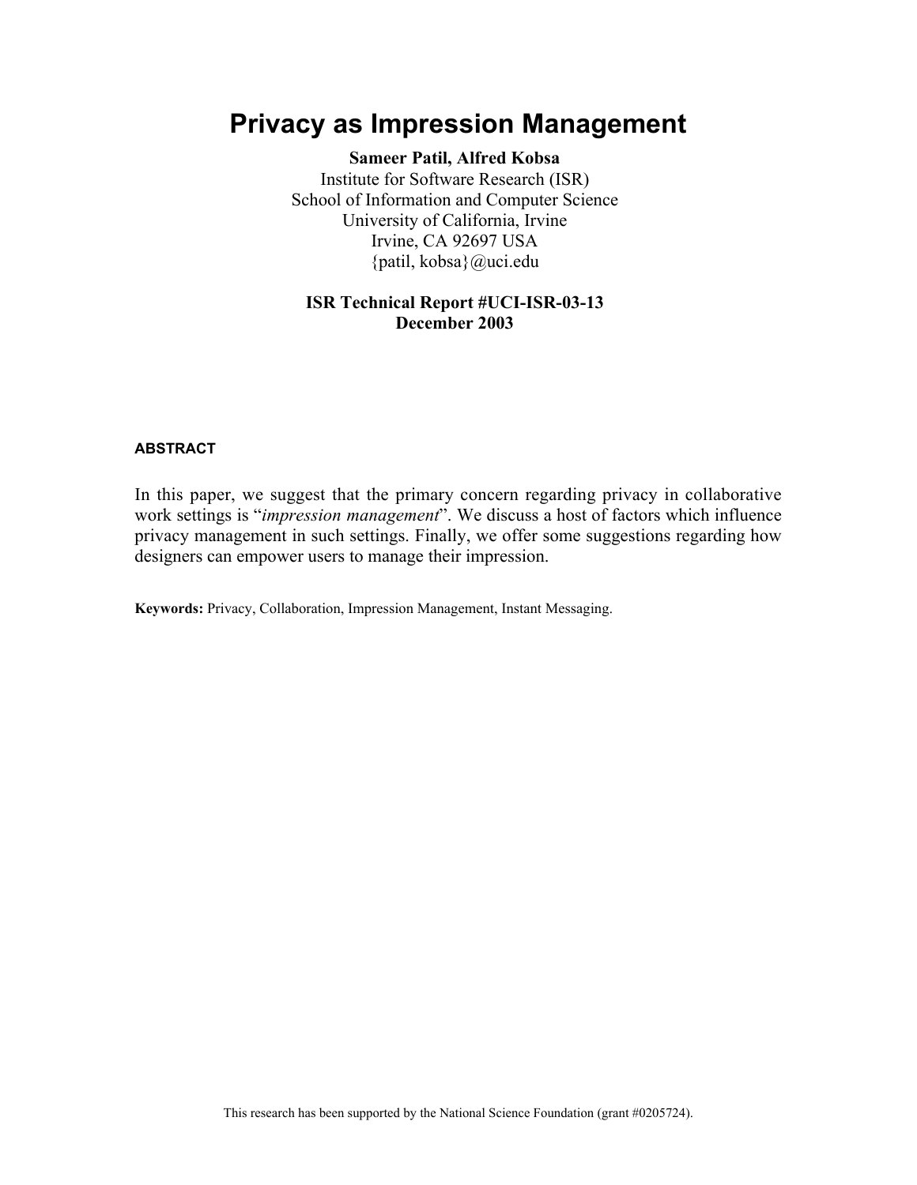# Privacy as Impression Management

**Sameer Patil, Alfred Kobsa**

Institute for Software Research (ISR)
School of Information and Computer Science
University of California, Irvine
Irvine, CA 92697 USA
{patil, kobsa}@uci.edu

**ISR Technical Report #UCI-ISR-03-13**
**December 2003**

#### ABSTRACT

In this paper, we suggest that the primary concern regarding privacy in collaborative work settings is "*impression management*". We discuss a host of factors which influence privacy management in such settings. Finally, we offer some suggestions regarding how designers can empower users to manage their impression.

**Keywords:** Privacy, Collaboration, Impression Management, Instant Messaging.

This research has been supported by the National Science Foundation (grant #0205724).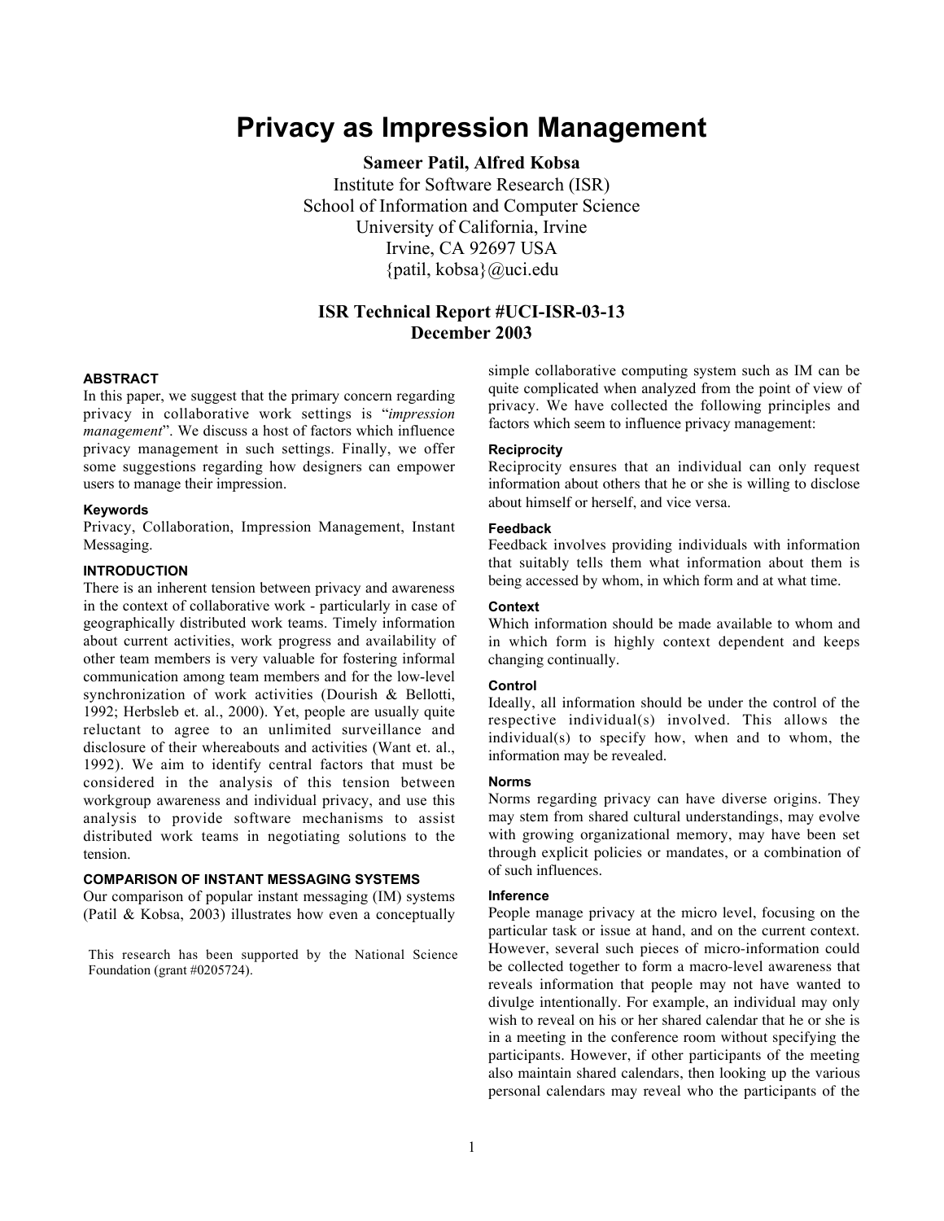# Privacy as Impression Management

**Sameer Patil, Alfred Kobsa**

Institute for Software Research (ISR)
School of Information and Computer Science
University of California, Irvine
Irvine, CA 92697 USA
{patil, kobsa}@uci.edu

**ISR Technical Report #UCI-ISR-03-13**
**December 2003**

#### ABSTRACT

In this paper, we suggest that the primary concern regarding privacy in collaborative work settings is "*impression management*". We discuss a host of factors which influence privacy management in such settings. Finally, we offer some suggestions regarding how designers can empower users to manage their impression.

#### Keywords

Privacy, Collaboration, Impression Management, Instant Messaging.

#### INTRODUCTION

There is an inherent tension between privacy and awareness in the context of collaborative work - particularly in case of geographically distributed work teams. Timely information about current activities, work progress and availability of other team members is very valuable for fostering informal communication among team members and for the low-level synchronization of work activities (Dourish & Bellotti, 1992; Herbsleb et. al., 2000). Yet, people are usually quite reluctant to agree to an unlimited surveillance and disclosure of their whereabouts and activities (Want et. al., 1992). We aim to identify central factors that must be considered in the analysis of this tension between workgroup awareness and individual privacy, and use this analysis to provide software mechanisms to assist distributed work teams in negotiating solutions to the tension.

#### COMPARISON OF INSTANT MESSAGING SYSTEMS

Our comparison of popular instant messaging (IM) systems (Patil & Kobsa, 2003) illustrates how even a conceptually simple collaborative computing system such as IM can be quite complicated when analyzed from the point of view of privacy. We have collected the following principles and factors which seem to influence privacy management:

This research has been supported by the National Science Foundation (grant #0205724).

#### Reciprocity

Reciprocity ensures that an individual can only request information about others that he or she is willing to disclose about himself or herself, and vice versa.

#### Feedback

Feedback involves providing individuals with information that suitably tells them what information about them is being accessed by whom, in which form and at what time.

#### Context

Which information should be made available to whom and in which form is highly context dependent and keeps changing continually.

#### Control

Ideally, all information should be under the control of the respective individual(s) involved. This allows the individual(s) to specify how, when and to whom, the information may be revealed.

#### Norms

Norms regarding privacy can have diverse origins. They may stem from shared cultural understandings, may evolve with growing organizational memory, may have been set through explicit policies or mandates, or a combination of of such influences.

#### Inference

People manage privacy at the micro level, focusing on the particular task or issue at hand, and on the current context. However, several such pieces of micro-information could be collected together to form a macro-level awareness that reveals information that people may not have wanted to divulge intentionally. For example, an individual may only wish to reveal on his or her shared calendar that he or she is in a meeting in the conference room without specifying the participants. However, if other participants of the meeting also maintain shared calendars, then looking up the various personal calendars may reveal who the participants of the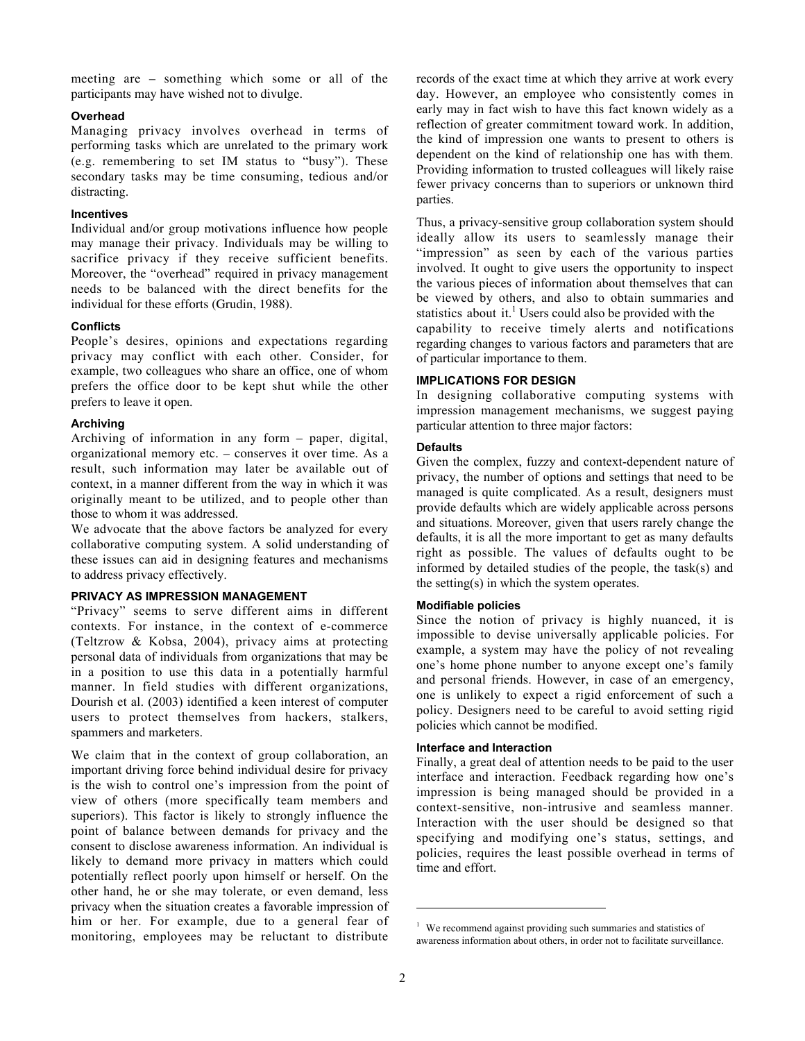meeting are – something which some or all of the participants may have wished not to divulge.

#### Overhead

Managing privacy involves overhead in terms of performing tasks which are unrelated to the primary work (e.g. remembering to set IM status to "busy"). These secondary tasks may be time consuming, tedious and/or distracting.

#### Incentives

Individual and/or group motivations influence how people may manage their privacy. Individuals may be willing to sacrifice privacy if they receive sufficient benefits. Moreover, the "overhead" required in privacy management needs to be balanced with the direct benefits for the individual for these efforts (Grudin, 1988).

#### Conflicts

People's desires, opinions and expectations regarding privacy may conflict with each other. Consider, for example, two colleagues who share an office, one of whom prefers the office door to be kept shut while the other prefers to leave it open.

#### Archiving

Archiving of information in any form – paper, digital, organizational memory etc. – conserves it over time. As a result, such information may later be available out of context, in a manner different from the way in which it was originally meant to be utilized, and to people other than those to whom it was addressed.

We advocate that the above factors be analyzed for every collaborative computing system. A solid understanding of these issues can aid in designing features and mechanisms to address privacy effectively.

### PRIVACY AS IMPRESSION MANAGEMENT

"Privacy" seems to serve different aims in different contexts. For instance, in the context of e-commerce (Teltzrow & Kobsa, 2004), privacy aims at protecting personal data of individuals from organizations that may be in a position to use this data in a potentially harmful manner. In field studies with different organizations, Dourish et al. (2003) identified a keen interest of computer users to protect themselves from hackers, stalkers, spammers and marketers.

We claim that in the context of group collaboration, an important driving force behind individual desire for privacy is the wish to control one's impression from the point of view of others (more specifically team members and superiors). This factor is likely to strongly influence the point of balance between demands for privacy and the consent to disclose awareness information. An individual is likely to demand more privacy in matters which could potentially reflect poorly upon himself or herself. On the other hand, he or she may tolerate, or even demand, less privacy when the situation creates a favorable impression of him or her. For example, due to a general fear of monitoring, employees may be reluctant to distribute records of the exact time at which they arrive at work every day. However, an employee who consistently comes in early may in fact wish to have this fact known widely as a reflection of greater commitment toward work. In addition, the kind of impression one wants to present to others is dependent on the kind of relationship one has with them. Providing information to trusted colleagues will likely raise fewer privacy concerns than to superiors or unknown third parties.

Thus, a privacy-sensitive group collaboration system should ideally allow its users to seamlessly manage their "impression" as seen by each of the various parties involved. It ought to give users the opportunity to inspect the various pieces of information about themselves that can be viewed by others, and also to obtain summaries and statistics about it.[1] Users could also be provided with the capability to receive timely alerts and notifications regarding changes to various factors and parameters that are of particular importance to them.

### IMPLICATIONS FOR DESIGN

In designing collaborative computing systems with impression management mechanisms, we suggest paying particular attention to three major factors:

#### Defaults

Given the complex, fuzzy and context-dependent nature of privacy, the number of options and settings that need to be managed is quite complicated. As a result, designers must provide defaults which are widely applicable across persons and situations. Moreover, given that users rarely change the defaults, it is all the more important to get as many defaults right as possible. The values of defaults ought to be informed by detailed studies of the people, the task(s) and the setting(s) in which the system operates.

#### Modifiable policies

Since the notion of privacy is highly nuanced, it is impossible to devise universally applicable policies. For example, a system may have the policy of not revealing one's home phone number to anyone except one's family and personal friends. However, in case of an emergency, one is unlikely to expect a rigid enforcement of such a policy. Designers need to be careful to avoid setting rigid policies which cannot be modified.

#### Interface and Interaction

Finally, a great deal of attention needs to be paid to the user interface and interaction. Feedback regarding how one's impression is being managed should be provided in a context-sensitive, non-intrusive and seamless manner. Interaction with the user should be designed so that specifying and modifying one's status, settings, and policies, requires the least possible overhead in terms of time and effort.

---

[1] We recommend against providing such summaries and statistics of awareness information about others, in order not to facilitate surveillance.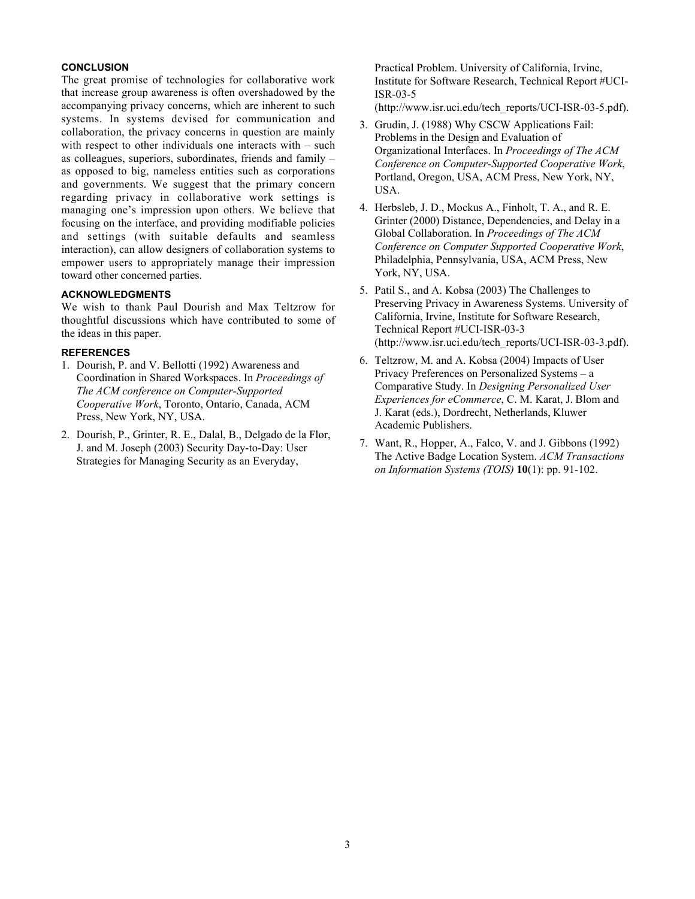## CONCLUSION

The great promise of technologies for collaborative work that increase group awareness is often overshadowed by the accompanying privacy concerns, which are inherent to such systems. In systems devised for communication and collaboration, the privacy concerns in question are mainly with respect to other individuals one interacts with – such as colleagues, superiors, subordinates, friends and family – as opposed to big, nameless entities such as corporations and governments. We suggest that the primary concern regarding privacy in collaborative work settings is managing one's impression upon others. We believe that focusing on the interface, and providing modifiable policies and settings (with suitable defaults and seamless interaction), can allow designers of collaboration systems to empower users to appropriately manage their impression toward other concerned parties.

## ACKNOWLEDGMENTS

We wish to thank Paul Dourish and Max Teltzrow for thoughtful discussions which have contributed to some of the ideas in this paper.

## REFERENCES

1. Dourish, P. and V. Bellotti (1992) Awareness and Coordination in Shared Workspaces. In *Proceedings of The ACM conference on Computer-Supported Cooperative Work*, Toronto, Ontario, Canada, ACM Press, New York, NY, USA.
2. Dourish, P., Grinter, R. E., Dalal, B., Delgado de la Flor, J. and M. Joseph (2003) Security Day-to-Day: User Strategies for Managing Security as an Everyday, Practical Problem. University of California, Irvine, Institute for Software Research, Technical Report #UCI-ISR-03-5 (http://www.isr.uci.edu/tech_reports/UCI-ISR-03-5.pdf).
3. Grudin, J. (1988) Why CSCW Applications Fail: Problems in the Design and Evaluation of Organizational Interfaces. In *Proceedings of The ACM Conference on Computer-Supported Cooperative Work*, Portland, Oregon, USA, ACM Press, New York, NY, USA.
4. Herbsleb, J. D., Mockus A., Finholt, T. A., and R. E. Grinter (2000) Distance, Dependencies, and Delay in a Global Collaboration. In *Proceedings of The ACM Conference on Computer Supported Cooperative Work*, Philadelphia, Pennsylvania, USA, ACM Press, New York, NY, USA.
5. Patil S., and A. Kobsa (2003) The Challenges to Preserving Privacy in Awareness Systems. University of California, Irvine, Institute for Software Research, Technical Report #UCI-ISR-03-3 (http://www.isr.uci.edu/tech_reports/UCI-ISR-03-3.pdf).
6. Teltzrow, M. and A. Kobsa (2004) Impacts of User Privacy Preferences on Personalized Systems – a Comparative Study. In *Designing Personalized User Experiences for eCommerce*, C. M. Karat, J. Blom and J. Karat (eds.), Dordrecht, Netherlands, Kluwer Academic Publishers.
7. Want, R., Hopper, A., Falco, V. and J. Gibbons (1992) The Active Badge Location System. *ACM Transactions on Information Systems (TOIS)* **10**(1): pp. 91-102.